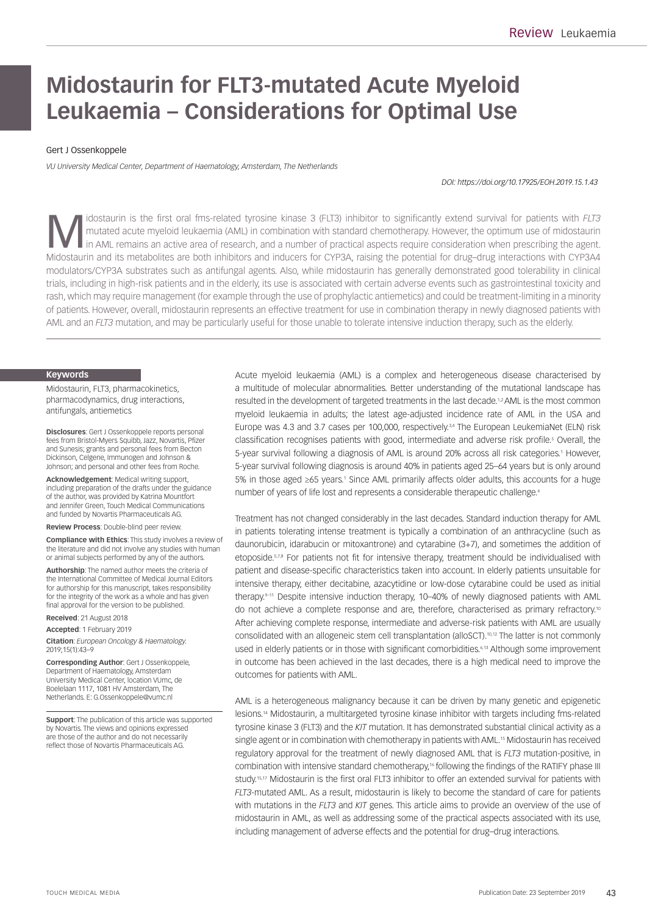# Midostaurin for FLT3-mutated Acute Myeloid Leukaemia – Considerations for Optimal Use

Gert J Ossenkoppele

*VU University Medical Center, Department of Haematology, Amsterdam, The Netherlands*

*DOI: https://doi.org/10.17925/EOH.2019.15.1.43*

Midostaurin is the first oral fms-related tyrosine kinase 3 (FLT3) inhibitor to significantly extend survival for patients with *FLT3* mutated acute myeloid leukaemia (AML) in combination with standard chemotherapy. However, the optimum use of midostaurin in AML remains an active area of research, and a number of practical aspects require consideration when prescribing the agent. Midostaurin and its metabolites are both inhibitors and inducers for CYP3A, raising the potential for drug–drug interactions with CYP3A4 modulators/CYP3A substrates such as antifungal agents. Also, while midostaurin has generally demonstrated good tolerability in clinical trials, including in high-risk patients and in the elderly, its use is associated with certain adverse events such as gastrointestinal toxicity and rash, which may require management (for example through the use of prophylactic antiemetics) and could be treatment-limiting in a minority of patients. However, overall, midostaurin represents an effective treatment for use in combination therapy in newly diagnosed patients with AML and an *FLT3* mutation, and may be particularly useful for those unable to tolerate intensive induction therapy, such as the elderly.

**Keywords**

Midostaurin, FLT3, pharmacokinetics, pharmacodynamics, drug interactions, antifungals, antiemetics

**Disclosures**: Gert J Ossenkoppele reports personal fees from Bristol-Myers Squibb, Jazz, Novartis, Pfizer and Sunesis; grants and personal fees from Becton Dickinson, Celgene, Immunogen and Johnson & Johnson; and personal and other fees from Roche.

**Acknowledgement**: Medical writing support, including preparation of the drafts under the guidance of the author, was provided by Katrina Mountfort and Jennifer Green, Touch Medical Communications and funded by Novartis Pharmaceuticals AG.

**Review Process**: Double-blind peer review.

**Compliance with Ethics**: This study involves a review of the literature and did not involve any studies with human or animal subjects performed by any of the authors.

**Authorship**: The named author meets the criteria of the International Committee of Medical Journal Editors for authorship for this manuscript, takes responsibility for the integrity of the work as a whole and has given final approval for the version to be published.

**Received**: 21 August 2018

**Accepted**: 1 February 2019

**Citation**: *European Oncology & Haematology.* 2019;15(1):43–9

**Corresponding Author**: Gert J Ossenkoppele, Department of Haematology, Amsterdam University Medical Center, location VUmc, de Boelelaan 1117, 1081 HV Amsterdam, The Netherlands. E: G.Ossenkoppele@vumc.nl

**Support**: The publication of this article was supported by Novartis. The views and opinions expressed are those of the author and do not necessarily reflect those of Novartis Pharmaceuticals AG.

Acute myeloid leukaemia (AML) is a complex and heterogeneous disease characterised by a multitude of molecular abnormalities. Better understanding of the mutational landscape has resulted in the development of targeted treatments in the last decade.[1,2] AML is the most common myeloid leukaemia in adults; the latest age-adjusted incidence rate of AML in the USA and Europe was 4.3 and 3.7 cases per 100,000, respectively.[3,4] The European LeukemiaNet (ELN) risk classification recognises patients with good, intermediate and adverse risk profile.[5] Overall, the 5-year survival following a diagnosis of AML is around 20% across all risk categories.[1] However, 5-year survival following diagnosis is around 40% in patients aged 25–64 years but is only around 5% in those aged ≥65 years.[1] Since AML primarily affects older adults, this accounts for a huge number of years of life lost and represents a considerable therapeutic challenge.[6]

Treatment has not changed considerably in the last decades. Standard induction therapy for AML in patients tolerating intense treatment is typically a combination of an anthracycline (such as daunorubicin, idarabucin or mitoxantrone) and cytarabine (3+7), and sometimes the addition of etoposide.[5,7,8] For patients not fit for intensive therapy, treatment should be individualised with patient and disease-specific characteristics taken into account. In elderly patients unsuitable for intensive therapy, either decitabine, azacytidine or low-dose cytarabine could be used as initial therapy.[9–11] Despite intensive induction therapy, 10–40% of newly diagnosed patients with AML do not achieve a complete response and are, therefore, characterised as primary refractory.[10] After achieving complete response, intermediate and adverse-risk patients with AML are usually consolidated with an allogeneic stem cell transplantation (alloSCT).[10,12] The latter is not commonly used in elderly patients or in those with significant comorbidities.[6,13] Although some improvement in outcome has been achieved in the last decades, there is a high medical need to improve the outcomes for patients with AML.

AML is a heterogeneous malignancy because it can be driven by many genetic and epigenetic lesions.[14] Midostaurin, a multitargeted tyrosine kinase inhibitor with targets including fms-related tyrosine kinase 3 (FLT3) and the *KIT* mutation. It has demonstrated substantial clinical activity as a single agent or in combination with chemotherapy in patients with AML.[15] Midostaurin has received regulatory approval for the treatment of newly diagnosed AML that is *FLT3* mutation-positive, in combination with intensive standard chemotherapy,[16] following the findings of the RATIFY phase III study.[15,17] Midostaurin is the first oral FLT3 inhibitor to offer an extended survival for patients with *FLT3*-mutated AML. As a result, midostaurin is likely to become the standard of care for patients with mutations in the *FLT3* and *KIT* genes. This article aims to provide an overview of the use of midostaurin in AML, as well as addressing some of the practical aspects associated with its use, including management of adverse effects and the potential for drug–drug interactions.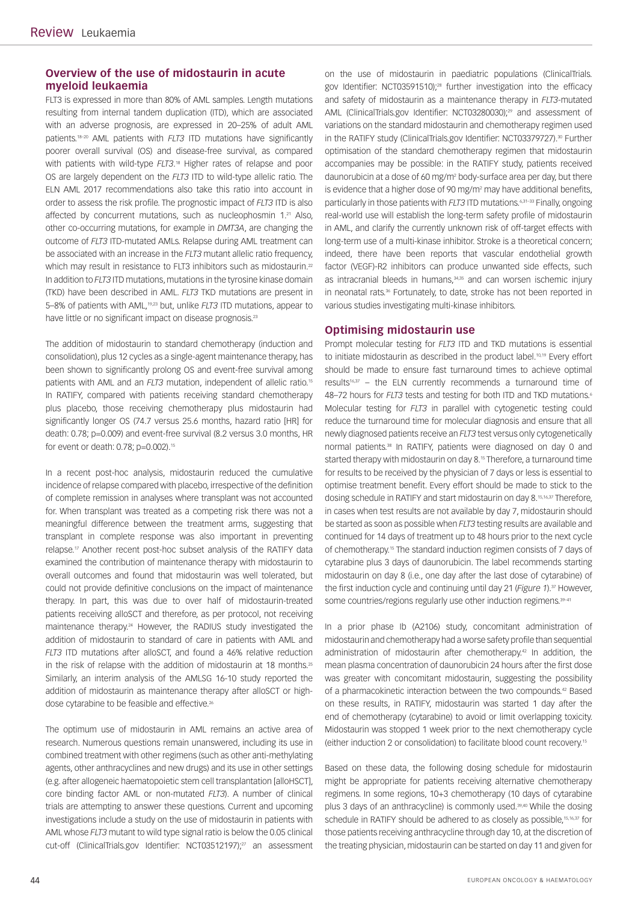## Overview of the use of midostaurin in acute myeloid leukaemia

FLT3 is expressed in more than 80% of AML samples. Length mutations resulting from internal tandem duplication (ITD), which are associated with an adverse prognosis, are expressed in 20–25% of adult AML patients.[18–20] AML patients with *FLT3* ITD mutations have significantly poorer overall survival (OS) and disease-free survival, as compared with patients with wild-type *FLT3*.[18] Higher rates of relapse and poor OS are largely dependent on the *FLT3* ITD to wild-type allelic ratio. The ELN AML 2017 recommendations also take this ratio into account in order to assess the risk profile. The prognostic impact of *FLT3* ITD is also affected by concurrent mutations, such as nucleophosmin 1.[21] Also, other co-occurring mutations, for example in *DMT3A*, are changing the outcome of *FLT3* ITD-mutated AMLs. Relapse during AML treatment can be associated with an increase in the *FLT3* mutant allelic ratio frequency, which may result in resistance to FLT3 inhibitors such as midostaurin.[22] In addition to *FLT3* ITD mutations, mutations in the tyrosine kinase domain (TKD) have been described in AML. *FLT3* TKD mutations are present in 5–8% of patients with AML,[19,23] but, unlike *FLT3* ITD mutations, appear to have little or no significant impact on disease prognosis.[23]

The addition of midostaurin to standard chemotherapy (induction and consolidation), plus 12 cycles as a single-agent maintenance therapy, has been shown to significantly prolong OS and event-free survival among patients with AML and an *FLT3* mutation, independent of allelic ratio.[15] In RATIFY, compared with patients receiving standard chemotherapy plus placebo, those receiving chemotherapy plus midostaurin had significantly longer OS (74.7 versus 25.6 months, hazard ratio [HR] for death: 0.78; p=0.009) and event-free survival (8.2 versus 3.0 months, HR for event or death: 0.78; p=0.002).[15]

In a recent post-hoc analysis, midostaurin reduced the cumulative incidence of relapse compared with placebo, irrespective of the definition of complete remission in analyses where transplant was not accounted for. When transplant was treated as a competing risk there was not a meaningful difference between the treatment arms, suggesting that transplant in complete response was also important in preventing relapse.[17] Another recent post-hoc subset analysis of the RATIFY data examined the contribution of maintenance therapy with midostaurin to overall outcomes and found that midostaurin was well tolerated, but could not provide definitive conclusions on the impact of maintenance therapy. In part, this was due to over half of midostaurin-treated patients receiving alloSCT and therefore, as per protocol, not receiving maintenance therapy.[24] However, the RADIUS study investigated the addition of midostaurin to standard of care in patients with AML and *FLT3* ITD mutations after alloSCT, and found a 46% relative reduction in the risk of relapse with the addition of midostaurin at 18 months.[25] Similarly, an interim analysis of the AMLSG 16-10 study reported the addition of midostaurin as maintenance therapy after alloSCT or high-dose cytarabine to be feasible and effective.[26]

The optimum use of midostaurin in AML remains an active area of research. Numerous questions remain unanswered, including its use in combined treatment with other regimens (such as other anti-methylating agents, other anthracyclines and new drugs) and its use in other settings (e.g. after allogeneic haematopoietic stem cell transplantation [alloHSCT], core binding factor AML or non-mutated *FLT3*). A number of clinical trials are attempting to answer these questions. Current and upcoming investigations include a study on the use of midostaurin in patients with AML whose *FLT3* mutant to wild type signal ratio is below the 0.05 clinical cut-off (ClinicalTrials.gov Identifier: NCT03512197);[27] an assessment on the use of midostaurin in paediatric populations (ClinicalTrials.gov Identifier: NCT03591510);[28] further investigation into the efficacy and safety of midostaurin as a maintenance therapy in *FLT3*-mutated AML (ClinicalTrials.gov Identifier: NCT03280030);[29] and assessment of variations on the standard midostaurin and chemotherapy regimen used in the RATIFY study (ClinicalTrials.gov Identifier: NCT03379727).[30] Further optimisation of the standard chemotherapy regimen that midostaurin accompanies may be possible: in the RATIFY study, patients received daunorubicin at a dose of 60 mg/m² body-surface area per day, but there is evidence that a higher dose of 90 mg/m² may have additional benefits, particularly in those patients with *FLT3* ITD mutations.[6,31–33] Finally, ongoing real-world use will establish the long-term safety profile of midostaurin in AML, and clarify the currently unknown risk of off-target effects with long-term use of a multi-kinase inhibitor. Stroke is a theoretical concern; indeed, there have been reports that vascular endothelial growth factor (VEGF)-R2 inhibitors can produce unwanted side effects, such as intracranial bleeds in humans,[34,35] and can worsen ischemic injury in neonatal rats.[36] Fortunately, to date, stroke has not been reported in various studies investigating multi-kinase inhibitors.

## Optimising midostaurin use

Prompt molecular testing for *FLT3* ITD and TKD mutations is essential to initiate midostaurin as described in the product label.[10,19] Every effort should be made to ensure fast turnaround times to achieve optimal results[16,37] – the ELN currently recommends a turnaround time of 48–72 hours for *FLT3* tests and testing for both ITD and TKD mutations.[6] Molecular testing for *FLT3* in parallel with cytogenetic testing could reduce the turnaround time for molecular diagnosis and ensure that all newly diagnosed patients receive an *FLT3* test versus only cytogenetically normal patients.[38] In RATIFY, patients were diagnosed on day 0 and started therapy with midostaurin on day 8.[15] Therefore, a turnaround time for results to be received by the physician of 7 days or less is essential to optimise treatment benefit. Every effort should be made to stick to the dosing schedule in RATIFY and start midostaurin on day 8.[15,16,37] Therefore, in cases when test results are not available by day 7, midostaurin should be started as soon as possible when *FLT3* testing results are available and continued for 14 days of treatment up to 48 hours prior to the next cycle of chemotherapy.[15] The standard induction regimen consists of 7 days of cytarabine plus 3 days of daunorubicin. The label recommends starting midostaurin on day 8 (i.e., one day after the last dose of cytarabine) of the first induction cycle and continuing until day 21 (*Figure 1*).[37] However, some countries/regions regularly use other induction regimens.[39–41]

In a prior phase Ib (A2106) study, concomitant administration of midostaurin and chemotherapy had a worse safety profile than sequential administration of midostaurin after chemotherapy.[42] In addition, the mean plasma concentration of daunorubicin 24 hours after the first dose was greater with concomitant midostaurin, suggesting the possibility of a pharmacokinetic interaction between the two compounds.[42] Based on these results, in RATIFY, midostaurin was started 1 day after the end of chemotherapy (cytarabine) to avoid or limit overlapping toxicity. Midostaurin was stopped 1 week prior to the next chemotherapy cycle (either induction 2 or consolidation) to facilitate blood count recovery.[15]

Based on these data, the following dosing schedule for midostaurin might be appropriate for patients receiving alternative chemotherapy regimens. In some regions, 10+3 chemotherapy (10 days of cytarabine plus 3 days of an anthracycline) is commonly used.[39,40] While the dosing schedule in RATIFY should be adhered to as closely as possible,[15,16,37] for those patients receiving anthracycline through day 10, at the discretion of the treating physician, midostaurin can be started on day 11 and given for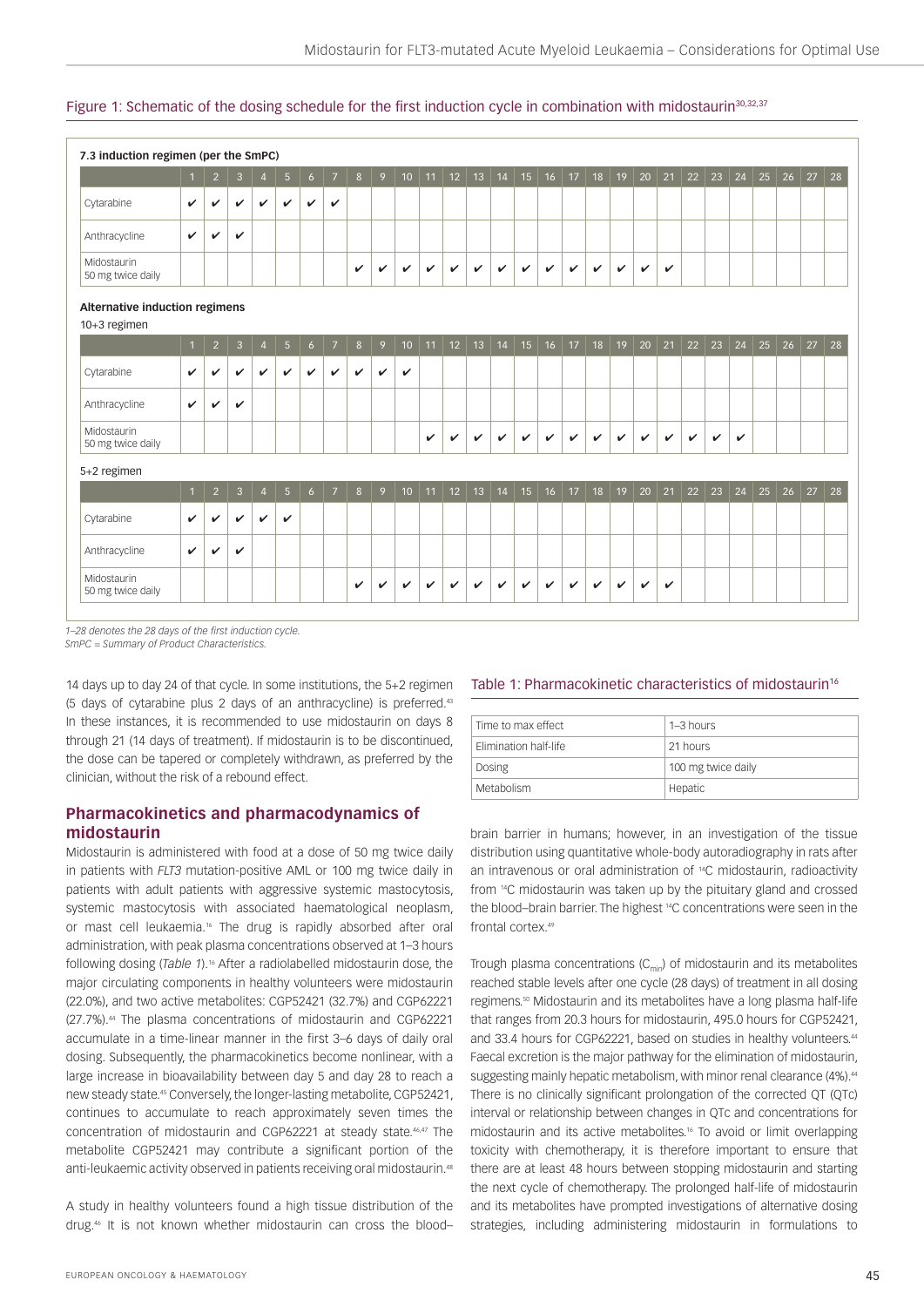Figure 1: Schematic of the dosing schedule for the first induction cycle in combination with midostaurin[30,32,37]

**7.3 induction regimen (per the SmPC)**

| | 1 | 2 | 3 | 4 | 5 | 6 | 7 | 8 | 9 | 10 | 11 | 12 | 13 | 14 | 15 | 16 | 17 | 18 | 19 | 20 | 21 | 22 | 23 | 24 | 25 | 26 | 27 | 28 |
|---|---|---|---|---|---|---|---|---|---|---|---|---|---|---|---|---|---|---|---|---|---|---|---|---|---|---|---|---|
| Cytarabine | ✔ | ✔ | ✔ | ✔ | ✔ | ✔ | ✔ | | | | | | | | | | | | | | | | | | | | | |
| Anthracycline | ✔ | ✔ | ✔ | | | | | | | | | | | | | | | | | | | | | | | | | |
| Midostaurin 50 mg twice daily | | | | | | | | ✔ | ✔ | ✔ | ✔ | ✔ | ✔ | ✔ | ✔ | ✔ | ✔ | ✔ | ✔ | ✔ | ✔ | | | | | | | |

**Alternative induction regimens**

10+3 regimen

| | 1 | 2 | 3 | 4 | 5 | 6 | 7 | 8 | 9 | 10 | 11 | 12 | 13 | 14 | 15 | 16 | 17 | 18 | 19 | 20 | 21 | 22 | 23 | 24 | 25 | 26 | 27 | 28 |
|---|---|---|---|---|---|---|---|---|---|---|---|---|---|---|---|---|---|---|---|---|---|---|---|---|---|---|---|---|
| Cytarabine | ✔ | ✔ | ✔ | ✔ | ✔ | ✔ | ✔ | ✔ | ✔ | ✔ | | | | | | | | | | | | | | | | | | |
| Anthracycline | ✔ | ✔ | ✔ | | | | | | | | | | | | | | | | | | | | | | | | | |
| Midostaurin 50 mg twice daily | | | | | | | | | | | ✔ | ✔ | ✔ | ✔ | ✔ | ✔ | ✔ | ✔ | ✔ | ✔ | ✔ | ✔ | ✔ | ✔ | | | | |

5+2 regimen

| | 1 | 2 | 3 | 4 | 5 | 6 | 7 | 8 | 9 | 10 | 11 | 12 | 13 | 14 | 15 | 16 | 17 | 18 | 19 | 20 | 21 | 22 | 23 | 24 | 25 | 26 | 27 | 28 |
|---|---|---|---|---|---|---|---|---|---|---|---|---|---|---|---|---|---|---|---|---|---|---|---|---|---|---|---|---|
| Cytarabine | ✔ | ✔ | ✔ | ✔ | ✔ | | | | | | | | | | | | | | | | | | | | | | | |
| Anthracycline | ✔ | ✔ | ✔ | | | | | | | | | | | | | | | | | | | | | | | | | |
| Midostaurin 50 mg twice daily | | | | | | | | ✔ | ✔ | ✔ | ✔ | ✔ | ✔ | ✔ | ✔ | ✔ | ✔ | ✔ | ✔ | ✔ | ✔ | | | | | | | |

*1–28 denotes the 28 days of the first induction cycle.*
*SmPC = Summary of Product Characteristics.*

14 days up to day 24 of that cycle. In some institutions, the 5+2 regimen (5 days of cytarabine plus 2 days of an anthracycline) is preferred.[43] In these instances, it is recommended to use midostaurin on days 8 through 21 (14 days of treatment). If midostaurin is to be discontinued, the dose can be tapered or completely withdrawn, as preferred by the clinician, without the risk of a rebound effect.

## Pharmacokinetics and pharmacodynamics of midostaurin

Midostaurin is administered with food at a dose of 50 mg twice daily in patients with *FLT3* mutation-positive AML or 100 mg twice daily in patients with adult patients with aggressive systemic mastocytosis, systemic mastocytosis with associated haematological neoplasm, or mast cell leukaemia.[16] The drug is rapidly absorbed after oral administration, with peak plasma concentrations observed at 1–3 hours following dosing (*Table 1*).[16] After a radiolabelled midostaurin dose, the major circulating components in healthy volunteers were midostaurin (22.0%), and two active metabolites: CGP52421 (32.7%) and CGP62221 (27.7%).[44] The plasma concentrations of midostaurin and CGP62221 accumulate in a time-linear manner in the first 3–6 days of daily oral dosing. Subsequently, the pharmacokinetics become nonlinear, with a large increase in bioavailability between day 5 and day 28 to reach a new steady state.[45] Conversely, the longer-lasting metabolite, CGP52421, continues to accumulate to reach approximately seven times the concentration of midostaurin and CGP62221 at steady state.[46,47] The metabolite CGP52421 may contribute a significant portion of the anti-leukaemic activity observed in patients receiving oral midostaurin.[48]

A study in healthy volunteers found a high tissue distribution of the drug.[46] It is not known whether midostaurin can cross the blood–brain barrier in humans; however, in an investigation of the tissue distribution using quantitative whole-body autoradiography in rats after an intravenous or oral administration of $^{14}C$ midostaurin, radioactivity from $^{14}C$ midostaurin was taken up by the pituitary gland and crossed the blood–brain barrier. The highest $^{14}C$ concentrations were seen in the frontal cortex.[49]

Table 1: Pharmacokinetic characteristics of midostaurin[16]

| | |
|---|---|
| Time to max effect | 1–3 hours |
| Elimination half-life | 21 hours |
| Dosing | 100 mg twice daily |
| Metabolism | Hepatic |

Trough plasma concentrations ($C_{min}$) of midostaurin and its metabolites reached stable levels after one cycle (28 days) of treatment in all dosing regimens.[50] Midostaurin and its metabolites have a long plasma half-life that ranges from 20.3 hours for midostaurin, 495.0 hours for CGP52421, and 33.4 hours for CGP62221, based on studies in healthy volunteers.[44] Faecal excretion is the major pathway for the elimination of midostaurin, suggesting mainly hepatic metabolism, with minor renal clearance (4%).[44] There is no clinically significant prolongation of the corrected QT (QTc) interval or relationship between changes in QTc and concentrations for midostaurin and its active metabolites.[16] To avoid or limit overlapping toxicity with chemotherapy, it is therefore important to ensure that there are at least 48 hours between stopping midostaurin and starting the next cycle of chemotherapy. The prolonged half-life of midostaurin and its metabolites have prompted investigations of alternative dosing strategies, including administering midostaurin in formulations to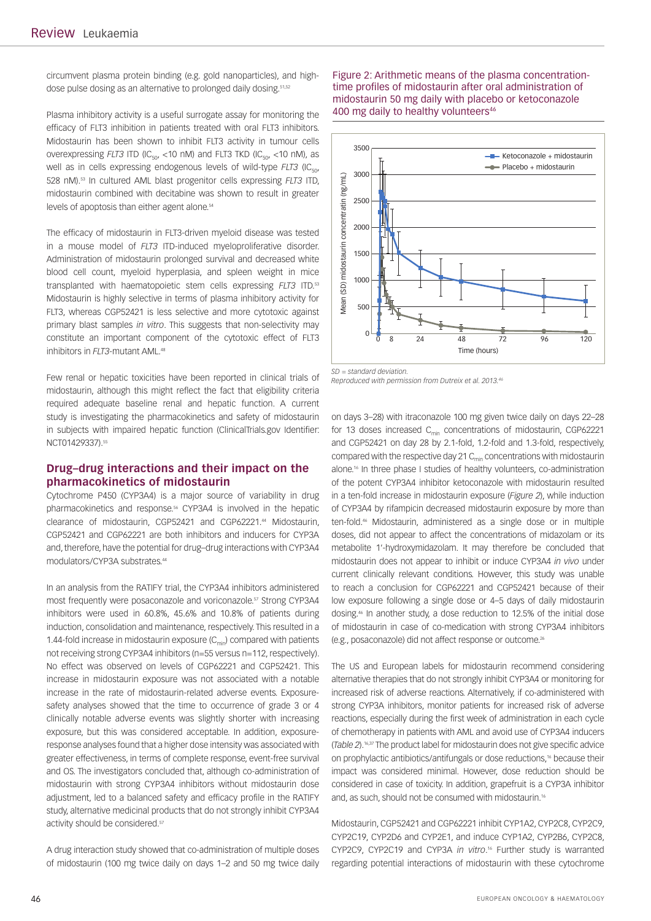circumvent plasma protein binding (e.g. gold nanoparticles), and high-dose pulse dosing as an alternative to prolonged daily dosing.[51,52]

Plasma inhibitory activity is a useful surrogate assay for monitoring the efficacy of FLT3 inhibition in patients treated with oral FLT3 inhibitors. Midostaurin has been shown to inhibit FLT3 activity in tumour cells overexpressing *FLT3* ITD ($IC_{50}$, <10 nM) and FLT3 TKD ($IC_{50}$, <10 nM), as well as in cells expressing endogenous levels of wild-type *FLT3* ($IC_{50}$, 528 nM).[53] In cultured AML blast progenitor cells expressing *FLT3* ITD, midostaurin combined with decitabine was shown to result in greater levels of apoptosis than either agent alone.[54]

The efficacy of midostaurin in FLT3-driven myeloid disease was tested in a mouse model of *FLT3* ITD-induced myeloproliferative disorder. Administration of midostaurin prolonged survival and decreased white blood cell count, myeloid hyperplasia, and spleen weight in mice transplanted with haematopoietic stem cells expressing *FLT3* ITD.[53] Midostaurin is highly selective in terms of plasma inhibitory activity for FLT3, whereas CGP52421 is less selective and more cytotoxic against primary blast samples *in vitro*. This suggests that non-selectivity may constitute an important component of the cytotoxic effect of FLT3 inhibitors in *FLT3*-mutant AML.[48]

Few renal or hepatic toxicities have been reported in clinical trials of midostaurin, although this might reflect the fact that eligibility criteria required adequate baseline renal and hepatic function. A current study is investigating the pharmacokinetics and safety of midostaurin in subjects with impaired hepatic function (ClinicalTrials.gov Identifier: NCT01429337).[55]

## Drug–drug interactions and their impact on the pharmacokinetics of midostaurin

Cytochrome P450 (CYP3A4) is a major source of variability in drug pharmacokinetics and response.[56] CYP3A4 is involved in the hepatic clearance of midostaurin, CGP52421 and CGP62221.[44] Midostaurin, CGP52421 and CGP62221 are both inhibitors and inducers for CYP3A and, therefore, have the potential for drug–drug interactions with CYP3A4 modulators/CYP3A substrates.[44]

In an analysis from the RATIFY trial, the CYP3A4 inhibitors administered most frequently were posaconazole and voriconazole.[57] Strong CYP3A4 inhibitors were used in 60.8%, 45.6% and 10.8% of patients during induction, consolidation and maintenance, respectively. This resulted in a 1.44-fold increase in midostaurin exposure ($C_{min}$) compared with patients not receiving strong CYP3A4 inhibitors (n=55 versus n=112, respectively). No effect was observed on levels of CGP62221 and CGP52421. This increase in midostaurin exposure was not associated with a notable increase in the rate of midostaurin-related adverse events. Exposure-safety analyses showed that the time to occurrence of grade 3 or 4 clinically notable adverse events was slightly shorter with increasing exposure, but this was considered acceptable. In addition, exposure-response analyses found that a higher dose intensity was associated with greater effectiveness, in terms of complete response, event-free survival and OS. The investigators concluded that, although co-administration of midostaurin with strong CYP3A4 inhibitors without midostaurin dose adjustment, led to a balanced safety and efficacy profile in the RATIFY study, alternative medicinal products that do not strongly inhibit CYP3A4 activity should be considered.[57]

A drug interaction study showed that co-administration of multiple doses of midostaurin (100 mg twice daily on days 1–2 and 50 mg twice daily on days 3–28) with itraconazole 100 mg given twice daily on days 22–28 for 13 doses increased $C_{min}$ concentrations of midostaurin, CGP62221 and CGP52421 on day 28 by 2.1-fold, 1.2-fold and 1.3-fold, respectively, compared with the respective day 21 $C_{min}$ concentrations with midostaurin alone.[16] In three phase I studies of healthy volunteers, co-administration of the potent CYP3A4 inhibitor ketoconazole with midostaurin resulted in a ten-fold increase in midostaurin exposure (*Figure 2*), while induction of CYP3A4 by rifampicin decreased midostaurin exposure by more than ten-fold.[46] Midostaurin, administered as a single dose or in multiple doses, did not appear to affect the concentrations of midazolam or its metabolite 1′-hydroxymidazolam. It may therefore be concluded that midostaurin does not appear to inhibit or induce CYP3A4 *in vivo* under current clinically relevant conditions. However, this study was unable to reach a conclusion for CGP62221 and CGP52421 because of their low exposure following a single dose or 4–5 days of daily midostaurin dosing.[46] In another study, a dose reduction to 12.5% of the initial dose of midostaurin in case of co-medication with strong CYP3A4 inhibitors (e.g., posaconazole) did not affect response or outcome.[26]

Figure 2: Arithmetic means of the plasma concentration-time profiles of midostaurin after oral administration of midostaurin 50 mg daily with placebo or ketoconazole 400 mg daily to healthy volunteers[46]

SD = standard deviation.
Reproduced with permission from Dutreix et al. 2013.[46]

The US and European labels for midostaurin recommend considering alternative therapies that do not strongly inhibit CYP3A4 or monitoring for increased risk of adverse reactions. Alternatively, if co-administered with strong CYP3A inhibitors, monitor patients for increased risk of adverse reactions, especially during the first week of administration in each cycle of chemotherapy in patients with AML and avoid use of CYP3A4 inducers (*Table 2*).[16,37] The product label for midostaurin does not give specific advice on prophylactic antibiotics/antifungals or dose reductions,[16] because their impact was considered minimal. However, dose reduction should be considered in case of toxicity. In addition, grapefruit is a CYP3A inhibitor and, as such, should not be consumed with midostaurin.[16]

Midostaurin, CGP52421 and CGP62221 inhibit CYP1A2, CYP2C8, CYP2C9, CYP2C19, CYP2D6 and CYP2E1, and induce CYP1A2, CYP2B6, CYP2C8, CYP2C9, CYP2C19 and CYP3A *in vitro*.[16] Further study is warranted regarding potential interactions of midostaurin with these cytochrome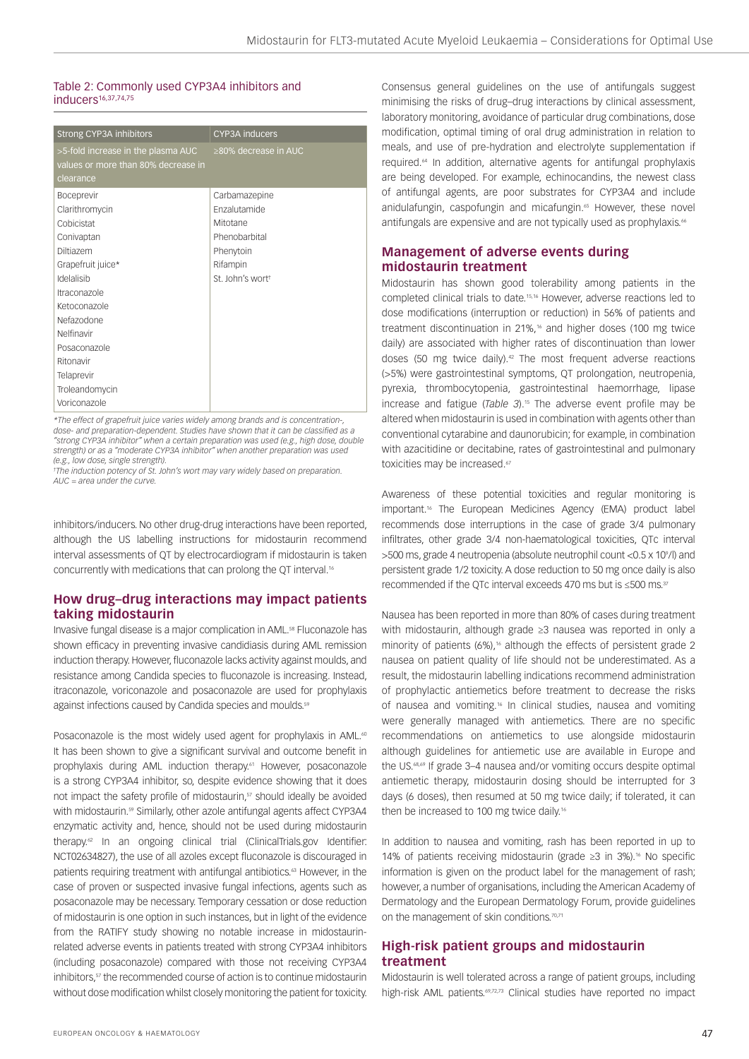### Table 2: Commonly used CYP3A4 inhibitors and inducers[16,37,74,75]

| Strong CYP3A inhibitors | CYP3A inducers |
|---|---|
| >5-fold increase in the plasma AUC values or more than 80% decrease in clearance | ≥80% decrease in AUC |
| Boceprevir | Carbamazepine |
| Clarithromycin | Enzalutamide |
| Cobicistat | Mitotane |
| Conivaptan | Phenobarbital |
| Diltiazem | Phenytoin |
| Grapefruit juice* | Rifampin |
| Idelalisib | St. John's wort† |
| Itraconazole | |
| Ketoconazole | |
| Nefazodone | |
| Nelfinavir | |
| Posaconazole | |
| Ritonavir | |
| Telaprevir | |
| Troleandomycin | |
| Voriconazole | |

*The effect of grapefruit juice varies widely among brands and is concentration-, dose- and preparation-dependent. Studies have shown that it can be classified as a "strong CYP3A inhibitor" when a certain preparation was used (e.g., high dose, double strength) or as a "moderate CYP3A inhibitor" when another preparation was used (e.g., low dose, single strength).
†The induction potency of St. John's wort may vary widely based on preparation.
AUC = area under the curve.

inhibitors/inducers. No other drug-drug interactions have been reported, although the US labelling instructions for midostaurin recommend interval assessments of QT by electrocardiogram if midostaurin is taken concurrently with medications that can prolong the QT interval.[16]

## How drug–drug interactions may impact patients taking midostaurin

Invasive fungal disease is a major complication in AML.[58] Fluconazole has shown efficacy in preventing invasive candidiasis during AML remission induction therapy. However, fluconazole lacks activity against moulds, and resistance among Candida species to fluconazole is increasing. Instead, itraconazole, voriconazole and posaconazole are used for prophylaxis against infections caused by Candida species and moulds.[59]

Posaconazole is the most widely used agent for prophylaxis in AML.[60] It has been shown to give a significant survival and outcome benefit in prophylaxis during AML induction therapy.[61] However, posaconazole is a strong CYP3A4 inhibitor, so, despite evidence showing that it does not impact the safety profile of midostaurin,[57] should ideally be avoided with midostaurin.[59] Similarly, other azole antifungal agents affect CYP3A4 enzymatic activity and, hence, should not be used during midostaurin therapy.[62] In an ongoing clinical trial (ClinicalTrials.gov Identifier: NCT02634827), the use of all azoles except fluconazole is discouraged in patients requiring treatment with antifungal antibiotics.[63] However, in the case of proven or suspected invasive fungal infections, agents such as posaconazole may be necessary. Temporary cessation or dose reduction of midostaurin is one option in such instances, but in light of the evidence from the RATIFY study showing no notable increase in midostaurin-related adverse events in patients treated with strong CYP3A4 inhibitors (including posaconazole) compared with those not receiving CYP3A4 inhibitors,[57] the recommended course of action is to continue midostaurin without dose modification whilst closely monitoring the patient for toxicity.

Consensus general guidelines on the use of antifungals suggest minimising the risks of drug–drug interactions by clinical assessment, laboratory monitoring, avoidance of particular drug combinations, dose modification, optimal timing of oral drug administration in relation to meals, and use of pre-hydration and electrolyte supplementation if required.[64] In addition, alternative agents for antifungal prophylaxis are being developed. For example, echinocandins, the newest class of antifungal agents, are poor substrates for CYP3A4 and include anidulafungin, caspofungin and micafungin.[65] However, these novel antifungals are expensive and are not typically used as prophylaxis.[66]

## Management of adverse events during midostaurin treatment

Midostaurin has shown good tolerability among patients in the completed clinical trials to date.[15,16] However, adverse reactions led to dose modifications (interruption or reduction) in 56% of patients and treatment discontinuation in 21%,[16] and higher doses (100 mg twice daily) are associated with higher rates of discontinuation than lower doses (50 mg twice daily).[42] The most frequent adverse reactions (>5%) were gastrointestinal symptoms, QT prolongation, neutropenia, pyrexia, thrombocytopenia, gastrointestinal haemorrhage, lipase increase and fatigue (*Table 3*).[15] The adverse event profile may be altered when midostaurin is used in combination with agents other than conventional cytarabine and daunorubicin; for example, in combination with azacitidine or decitabine, rates of gastrointestinal and pulmonary toxicities may be increased.[67]

Awareness of these potential toxicities and regular monitoring is important.[16] The European Medicines Agency (EMA) product label recommends dose interruptions in the case of grade 3/4 pulmonary infiltrates, other grade 3/4 non-haematological toxicities, QTc interval >500 ms, grade 4 neutropenia (absolute neutrophil count <0.5 x $10^9$/l) and persistent grade 1/2 toxicity. A dose reduction to 50 mg once daily is also recommended if the QTc interval exceeds 470 ms but is ≤500 ms.[37]

Nausea has been reported in more than 80% of cases during treatment with midostaurin, although grade ≥3 nausea was reported in only a minority of patients (6%),[16] although the effects of persistent grade 2 nausea on patient quality of life should not be underestimated. As a result, the midostaurin labelling indications recommend administration of prophylactic antiemetics before treatment to decrease the risks of nausea and vomiting.[16] In clinical studies, nausea and vomiting were generally managed with antiemetics. There are no specific recommendations on antiemetics to use alongside midostaurin although guidelines for antiemetic use are available in Europe and the US.[68,69] If grade 3–4 nausea and/or vomiting occurs despite optimal antiemetic therapy, midostaurin dosing should be interrupted for 3 days (6 doses), then resumed at 50 mg twice daily; if tolerated, it can then be increased to 100 mg twice daily.[16]

In addition to nausea and vomiting, rash has been reported in up to 14% of patients receiving midostaurin (grade ≥3 in 3%).[16] No specific information is given on the product label for the management of rash; however, a number of organisations, including the American Academy of Dermatology and the European Dermatology Forum, provide guidelines on the management of skin conditions.[70,71]

## High-risk patient groups and midostaurin treatment

Midostaurin is well tolerated across a range of patient groups, including high-risk AML patients.[69,72,73] Clinical studies have reported no impact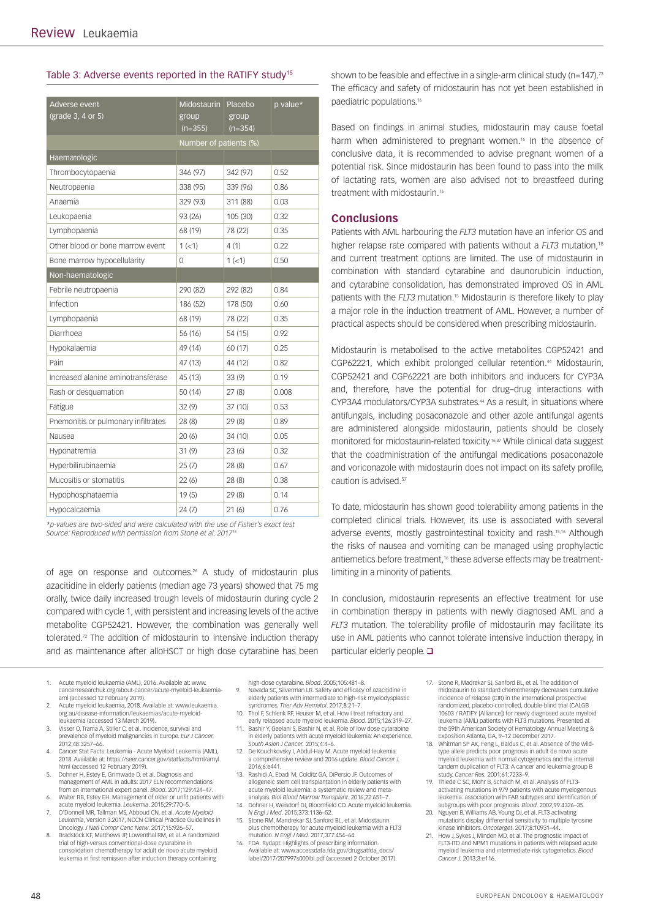Table 3: Adverse events reported in the RATIFY study[15]

| Adverse event (grade 3, 4 or 5) | Midostaurin group (n=355) | Placebo group (n=354) | p value* |
|---|---|---|---|
| | Number of patients (%) | | |
| Haematologic | | | |
| Thrombocytopaenia | 346 (97) | 342 (97) | 0.52 |
| Neutropaenia | 338 (95) | 339 (96) | 0.86 |
| Anaemia | 329 (93) | 311 (88) | 0.03 |
| Leukopaenia | 93 (26) | 105 (30) | 0.32 |
| Lymphopaenia | 68 (19) | 78 (22) | 0.35 |
| Other blood or bone marrow event | 1 (<1) | 4 (1) | 0.22 |
| Bone marrow hypocellularity | 0 | 1 (<1) | 0.50 |
| Non-haematologic | | | |
| Febrile neutropaenia | 290 (82) | 292 (82) | 0.84 |
| Infection | 186 (52) | 178 (50) | 0.60 |
| Lymphopaenia | 68 (19) | 78 (22) | 0.35 |
| Diarrhoea | 56 (16) | 54 (15) | 0.92 |
| Hypokalaemia | 49 (14) | 60 (17) | 0.25 |
| Pain | 47 (13) | 44 (12) | 0.82 |
| Increased alanine aminotransferase | 45 (13) | 33 (9) | 0.19 |
| Rash or desquamation | 50 (14) | 27 (8) | 0.008 |
| Fatigue | 32 (9) | 37 (10) | 0.53 |
| Pnemonitis or pulmonary infiltrates | 28 (8) | 29 (8) | 0.89 |
| Nausea | 20 (6) | 34 (10) | 0.05 |
| Hyponatremia | 31 (9) | 23 (6) | 0.32 |
| Hyperbilirubinaemia | 25 (7) | 28 (8) | 0.67 |
| Mucositis or stomatitis | 22 (6) | 28 (8) | 0.38 |
| Hypophosphataemia | 19 (5) | 29 (8) | 0.14 |
| Hypocalcaemia | 24 (7) | 21 (6) | 0.76 |

*p-values are two-sided and were calculated with the use of Fisher's exact test
Source: Reproduced with permission from Stone et al. 2017[15]

of age on response and outcomes.[26] A study of midostaurin plus azacitidine in elderly patients (median age 73 years) showed that 75 mg orally, twice daily increased trough levels of midostaurin during cycle 2 compared with cycle 1, with persistent and increasing levels of the active metabolite CGP52421. However, the combination was generally well tolerated.[72] The addition of midostaurin to intensive induction therapy and as maintenance after alloHSCT or high dose cytarabine has been shown to be feasible and effective in a single-arm clinical study (n=147).[73] The efficacy and safety of midostaurin has not yet been established in paediatric populations.[16]

Based on findings in animal studies, midostaurin may cause foetal harm when administered to pregnant women.[16] In the absence of conclusive data, it is recommended to advise pregnant women of a potential risk. Since midostaurin has been found to pass into the milk of lactating rats, women are also advised not to breastfeed during treatment with midostaurin.[16]

## Conclusions

Patients with AML harbouring the *FLT3* mutation have an inferior OS and higher relapse rate compared with patients without a *FLT3* mutation,[18] and current treatment options are limited. The use of midostaurin in combination with standard cytarabine and daunorubicin induction, and cytarabine consolidation, has demonstrated improved OS in AML patients with the *FLT3* mutation.[15] Midostaurin is therefore likely to play a major role in the induction treatment of AML. However, a number of practical aspects should be considered when prescribing midostaurin.

Midostaurin is metabolised to the active metabolites CGP52421 and CGP62221, which exhibit prolonged cellular retention.[44] Midostaurin, CGP52421 and CGP62221 are both inhibitors and inducers for CYP3A and, therefore, have the potential for drug–drug interactions with CYP3A4 modulators/CYP3A substrates.[44] As a result, in situations where antifungals, including posaconazole and other azole antifungal agents are administered alongside midostaurin, patients should be closely monitored for midostaurin-related toxicity.[16,37] While clinical data suggest that the coadministration of the antifungal medications posaconazole and voriconazole with midostaurin does not impact on its safety profile, caution is advised.[57]

To date, midostaurin has shown good tolerability among patients in the completed clinical trials. However, its use is associated with several adverse events, mostly gastrointestinal toxicity and rash.[15,16] Although the risks of nausea and vomiting can be managed using prophylactic antiemetics before treatment,[16] these adverse effects may be treatment-limiting in a minority of patients.

In conclusion, midostaurin represents an effective treatment for use in combination therapy in patients with newly diagnosed AML and a *FLT3* mutation. The tolerability profile of midostaurin may facilitate its use in AML patients who cannot tolerate intensive induction therapy, in particular elderly people. ❑

1. Acute myeloid leukaemia (AML), 2016. Available at: www.cancerresearchuk.org/about-cancer/acute-myeloid-leukaemia-aml (accessed 12 February 2019).
2. Acute myeloid leukaemia, 2018. Available at: www.leukaemia.org.au/disease-information/leukaemias/acute-myeloid-leukaemia (accessed 13 March 2019).
3. Visser O, Trama A, Stiller C, et al. Incidence, survival and prevalence of myeloid malignancies in Europe. *Eur J Cancer.* 2012;48:3257–66.
4. Cancer Stat Facts: Leukemia - Acute Myeloid Leukemia (AML), 2018. Available at: https://seer.cancer.gov/statfacts/html/amyl.html (accessed 12 February 2019).
5. Dohner H, Estey E, Grimwade D, et al. Diagnosis and management of AML in adults: 2017 ELN recommendations from an international expert panel. *Blood*. 2017;129:424–47.
6. Walter RB, Estey EH. Management of older or unfit patients with acute myeloid leukemia. *Leukemia*. 2015;29:770–5.
7. O'Donnell MR, Tallman MS, Abboud CN, et al. *Acute Myeloid Leukemia*, Version 3.2017, NCCN Clinical Practice Guidelines in Oncology. *J Natl Compr Canc Netw*. 2017;15:926–57.
8. Bradstock KF, Matthews JP, Lowenthal RM, et al. A randomized trial of high-versus conventional-dose cytarabine in consolidation chemotherapy for adult de novo acute myeloid leukemia in first remission after induction therapy containing high-dose cytarabine. *Blood*. 2005;105:481–8.
9. Navada SC, Silverman LR. Safety and efficacy of azacitidine in elderly patients with intermediate to high-risk myelodysplastic syndromes. *Ther Adv Hematol*. 2017;8:21–7.
10. Thol F, Schlenk RF, Heuser M, et al. How I treat refractory and early relapsed acute myeloid leukemia. *Blood*. 2015;126:319–27.
11. Bashir Y, Geelani S, Bashir N, et al. Role of low dose cytarabine in elderly patients with acute myeloid leukemia: An experience. *South Asian J Cancer.* 2015;4:4–6.
12. De Kouchkovsky I, Abdul-Hay M. Acute myeloid leukemia: a comprehensive review and 2016 update. *Blood Cancer J.* 2016;6:e441.
13. Rashidi A, Ebadi M, Colditz GA, DiPersio JF. Outcomes of allogeneic stem cell transplantation in elderly patients with acute myeloid leukemia: a systematic review and meta-analysis. *Biol Blood Marrow Transplant.* 2016;22:651–7.
14. Dohner H, Weisdorf DJ, Bloomfield CD. Acute myeloid leukemia. *N Engl J Med*. 2015;373:1136–52.
15. Stone RM, Mandrekar SJ, Sanford BL, et al. Midostaurin plus chemotherapy for acute myeloid leukemia with a FLT3 mutation. *N Engl J Med*. 2017;377:454–64.
16. FDA. Rydapt: Highlights of prescribing information. Available at: www.accessdata.fda.gov/drugsatfda_docs/label/2017/207997s000lbl.pdf (accessed 2 October 2017).
17. Stone RM, Madrekar SJ, Sanford BL, et al. The addition of midostaurin to standard chemotherapy decreases cumulative incidence of relapse (CIR) in the international prospective randomized, placebo-controlled, double-blind trial (CALGB 10603 / RATIFY [Alliance]) for newly diagnosed acute myeloid leukemia (AML) patients with FLT3 mutations. Presented at the 59th American Society of Hematology Annual Meeting & Exposition Atlanta, GA, 9–12 December 2017.
18. Whitman SP AK, Feng L, Baldus C, et al. Absence of the wild-type allele predicts poor prognosis in adult de novo acute myeloid leukemia with normal cytogenetics and the internal tandem duplication of FLT3: A cancer and leukemia group B study. *Cancer Res.* 2001;61:7233–9.
19. Thiede C SC, Mohr B, Schaich M, et al. Analysis of FLT3-activating mutations in 979 patients with acute myelogenous leukemia: association with FAB subtypes and identification of subgroups with poor prognosis. *Blood*. 2002;99:4326–35.
20. Nguyen B, Williams AB, Young DJ, et al. FLT3 activating mutations display differential sensitivity to multiple tyrosine kinase inhibitors. *Oncotarget*. 2017;8:10931–44.
21. How J, Sykes J, Minden MD, et al. The prognostic impact of FLT3-ITD and NPM1 mutations in patients with relapsed acute myeloid leukemia and intermediate-risk cytogenetics. *Blood Cancer J.* 2013;3:e116.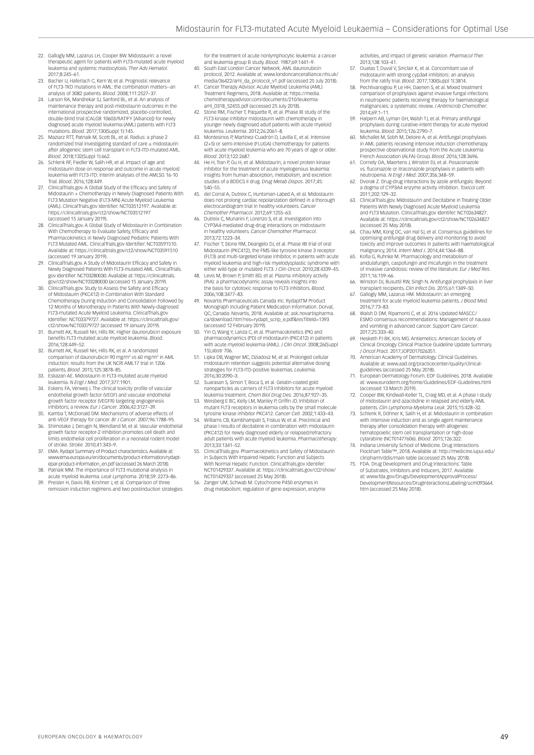22. Gallogly MM, Lazarus LH, Cooper BW. Midostaurin: a novel therapeutic agent for patients with FLT3-mutated acute myeloid leukemia and systemic mastocytosis. *Ther Adv Hematol*. 2017;8:245–61.
23. Bacher U, Haferlach C, Kern W, et al. Prognostic relevance of FLT3-TKD mutations in AML: the combination matters--an analysis of 3082 patients. *Blood*. 2008;111:2527–37.
24. Larson RA, Mandrekar SJ, Sanford BL, et al. An analysis of maintenance therapy and post-midostaurin outcomes in the international prospective randomized, placebo-controlled, double-blind trial (CALGB 10603/RATIFY [Alliance]) for newly diagnosed acute myeloid leukemia (AML) patients with FLT3 mutations. *Blood*. 2017;130(Suppl 1):145.
25. Maziarz RTT, Patnaik M, Scott BL, et al. Radius: a phase 2 randomized trial investigating standard of care ± midostaurin after allogeneic stem cell transplant in FLT3-ITD-mutated AML. *Blood*. 2018;132(Suppl 1):662.
26. Schlenk RF, Fiedler W, Salih HR, et al. Impact of age and midostaurin dose on response and outcome in acute myeloid leukemia with FLT3-ITD: Interim analyses of the AMLSG 16-10 Trial. *Blood*. 2016;128:449.
27. ClinicalTrials.gov. A Global Study of the Efficacy and Safety of Midostaurin + Chemotherapy in Newly Diagnosed Patients With FLT3 Mutation Negative (FLT3-MN) Acute Myeloid Leukemia (AML). ClinicalTrials.gov Identifier: NCT03512197. Available at: https://clinicaltrials.gov/ct2/show/NCT03512197 (accessed 15 January 2019).
28. ClinicalTrials.gov. A Global Study of Midostaurin in Combination With Chemotherapy to Evaluate Safety, Efficacy and Pharmacokinetics in Newly Diagnosed Pediatric Patients With FLT3 Mutated AML. ClinicalTrials.gov Identifier: NCT03591510. Available at: https://clinicaltrials.gov/ct2/show/NCT03591510 (accessed 19 January 2019).
29. ClinicalTrials.gov. A Study of Midostaurin Efficacy and Safety in Newly Diagnosed Patients With FLT3-mutated AML. ClinicalTrials.gov Identifier: NCT03280030. Available at: https://clinicaltrials.gov/ct2/show/NCT03280030 (accessed 15 January 2019).
30. ClinicalTrials.gov. Study to Assess the Safety and Efficacy of Midostaurin (PKC412) in Combination With Standard Chemotherapy During Induction and Consolidation Followed by 12 Months of Monotherapy in Patients With Newly-diagnosed FLT3-mutated Acute Myeloid Leukemia. ClinicalTrials.gov Identifier: NCT03379727. Available at: https://clinicaltrials.gov/ct2/show/NCT03379727 (accessed 19 January 2019).
31. Burnett AK, Russell NH, Hills RK. Higher daunorubicin exposure benefits FLT3 mutated acute myeloid leukemia. *Blood*. 2016;128:449–52.
32. Burnett AK, Russell NH, Hills RK, et al. A randomized comparison of daunorubicin 90 mg/m$^2$ vs 60 mg/m$^2$ in AML induction: results from the UK NCRI AML17 trial in 1206 patients. *Blood*. 2015;125:3878–85.
33. Eskazan AE. Midostaurin in FLT3-mutated acute myeloid leukemia. *N Engl J Med*. 2017;377:1901.
34. Eskens FA, Verweij J. The clinical toxicity profile of vascular endothelial growth factor (VEGF) and vascular endothelial growth factor receptor (VEGFR) targeting angiogenesis inhibitors; a review. *Eur J Cancer*. 2006;42:3127–39.
35. Kamba T, McDonald DM. Mechanisms of adverse effects of anti-VEGF therapy for cancer. *Br J Cancer*. 2007;96:1788–95.
36. Shimotake J, Derugin N, Wendland M, et al. Vascular endothelial growth factor receptor-2 inhibition promotes cell death and limits endothelial cell proliferation in a neonatal rodent model of stroke. *Stroke*. 2010;41:343–9.
37. EMA. Rydapt Summary of Product characteristics. Available at: www.ema.europa.eu/en/documents/product-information/rydapt-epar-product-information_en.pdf (accessed 26 March 2018).
38. Patnaik MM. The importance of FLT3 mutational analysis in acute myeloid leukemia. *Leuk Lymphoma*. 2018;59: 2273–86.
39. Preisler H, Davis RB, Kirshner J, et al. Comparison of three remission induction regimens and two postinduction strategies for the treatment of acute nonlymphocytic leukemia: a cancer and leukemia group B study. *Blood*. 1987;69:1441–9.
40. South East London Cancer Network. AML daunorubicin protocol, 2012. Available at: www.londoncanceralliance.nhs.uk/media/36422/aml_da_protocol_v1.pdf (accessed 25 July 2018).
41. Cancer Therapy Advisor. Acute Myeloid Leukemia (AML) Treatment Regimens, 2018. Available at: https://media.chemotherapyadvisor.com/documents/210/leukemia-aml_0318_52455.pdf (accessed 25 July 2018).
42. Stone RM, Fischer T, Paquette R, et al. Phase IB study of the FLT3 kinase inhibitor midostaurin with chemotherapy in younger newly diagnosed adult patients with acute myeloid leukemia. *Leukemia*. 2012;26:2061–8.
43. Montesinos P, Martinez-Cuadrón D, Lavilla E, et al. Intensive (2+5) or semi-intensive (FLUGA) chemotherapy for patients with acute myeloid leukemia who are 70 years of age or older. *Blood*. 2013;122:2687.
44. He H, Tran P, Gu H, et al. Midostaurin, a novel protein kinase inhibitor for the treatment of acute myelogenous leukemia: insights from human absorption, metabolism, and excretion studies of a BDDCS II drug. *Drug Metab Dispos*. 2017;45: 540–55.
45. del Corral A, Dutreix C, Huntsman-Labed A, et al. Midostaurin does not prolong cardiac repolarization defined in a thorough electrocardiogram trial in healthy volunteers. *Cancer Chemother Pharmacol*. 2012;69:1255–63.
46. Dutreix C, Munarini F, Lorenzo S, et al. Investigation into CYP3A4-mediated drug-drug interactions on midostaurin in healthy volunteers. *Cancer Chemother Pharmacol*. 2013;72:1223–34.
47. Fischer T, Stone RM, Deangelo DJ, et al. Phase IIB trial of oral Midostaurin (PKC412), the FMS-like tyrosine kinase 3 receptor (FLT3) and multi-targeted kinase inhibitor, in patients with acute myeloid leukemia and high-risk myelodysplastic syndrome with either wild-type or mutated FLT3. *J Clin Oncol*. 2010;28:4339–45.
48. Levis M, Brown P, Smith BD, et al. Plasma inhibitory activity (PIA): a pharmacodynamic assay reveals insights into the basis for cytotoxic response to FLT3 inhibitors. *Blood*. 2006;108:3477–83.
49. Novartis Pharmaceuticals Canada Inc. RydaptTM Product Monograph Including Patient Medication Information. Dorval, QC, Canada: Novartis, 2018. Available at: ask.novartispharma.ca/download.htm?res=rydapt_scrip_e.pdf&resTitleId=1393 (accessed 12 February 2019).
50. Yin O, Wang Y, Lanza C, et al. Pharmacokinetics (PK) and pharmacodynamics (PD) of midostaurin (PKC412) in patients with acute myeloid leukemia (AML). *J Clin Oncol*. 2008;26(Suppl 15);abstr 706.
51. Lipka DB, Wagner MC, Dziadosz M, et al. Prolonged cellular midostaurin retention suggests potential alternative dosing strategies for FLT3-ITD-positive leukemias. *Leukemia*. 2016;30:2090–3.
52. Suarasan S, Simon T, Boca S, et al. Gelatin-coated gold nanoparticles as carriers of FLT3 inhibitors for acute myeloid leukemia treatment. *Chem Biol Drug Des*. 2016;87:927–35.
53. Weisberg E BC, Kelly LM, Manley P, Griffin JD. Inhibition of mutant FLT3 receptors in leukemia cells by the small molecule tyrosine kinase inhibitor PKC412. *Cancer Cell*. 2002;1:433–43.
54. Williams CB, Kambhampati S, Fiskus W, et al. Preclinical and phase I results of decitabine in combination with midostaurin (PKC412) for newly diagnosed elderly or relapsed/refractory adult patients with acute myeloid leukemia. *Pharmacotherapy*. 2013;33:1341–52.
55. ClinicalTrials.gov. Pharmacokinetics and Safety of Midostaurin in Subjects With Impaired Hepatic Function and Subjects With Normal Hepatic Function. ClinicalTrials.gov Identifer: NCT01429337. Available at: https://clinicaltrials.gov/ct2/show/NCT01429337 (accessed 25 May 2018).
56. Zanger UM, Schwab M. Cytochrome P450 enzymes in drug metabolism: regulation of gene expression, enzyme activities, and impact of genetic variation. *Pharmacol Ther*. 2013;138:103–41.
57. Ouatas T, Duval V, Sinclair K, et al. Concomitant use of midostaurin with strong cyp3a4 inhibitors: an analysis from the ratify trial. *Blood*. 2017;130(Suppl 1):3814.
58. Pechlivanoglou P, Le HH, Daenen S, et al. Mixed treatment comparison of prophylaxis against invasive fungal infections in neutropenic patients receiving therapy for haematological malignancies: a systematic review. *J Antimicrob Chemother*. 2014;69:1–11.
59. Halpern AB, Lyman GH, Walsh TJ, et al. Primary antifungal prophylaxis during curative-intent therapy for acute myeloid leukemia. *Blood*. 2015;126:2790–7.
60. Michallet M, Sobh M, Deloire A, et al. Antifungal prophylaxis in AML patients receiving intensive induction chemotherapy. prospective observational study from the Acute Leukemia French Association (ALFA) Group. *Blood*. 2016;128:3696.
61. Cornely OA, Maertens J, Winston DJ, et al. Posaconazole vs. fluconazole or itraconazole prophylaxis in patients with neutropenia. *N Engl J Med*. 2007;356:348–59.
62. Dvorak Z. Drug-drug interactions by azole antifungals: Beyond a dogma of CYP3A4 enzyme activity inhibition. *Toxicol Lett*. 2011;202:129–32.
63. ClinicalTrials.gov. Midostaurin and Decitabine in Treating Older Patients With Newly Diagnosed Acute Myeloid Leukemia and FLT3 Mutation. ClinicalTrials.gov Identifier: NCT02634827. Available at: https://clinicaltrials.gov/ct2/show/NCT02634827 (accessed 25 May 2018).
64. Chau MM, Kong DC, van Hal SJ, et al. Consensus guidelines for optimising antifungal drug delivery and monitoring to avoid toxicity and improve outcomes in patients with haematological malignancy, 2014. *Intern Med J*. 2014;44:1364–88.
65. Kofla G, Ruhnke M. Pharmacology and metabolism of anidulafungin, caspofungin and micafungin in the treatment of invasive candidosis: review of the literature. *Eur J Med Res*. 2011;16:159–66.
66. Winston DJ, Busuttil RW, Singh N. Antifungal prophylaxis in liver transplant recipients. *Clin Infect Dis*. 2015;61:1349–50.
67. Gallogly MM, Lazarus HM. Midostaurin: an emerging treatment for acute myeloid leukemia patients. *J Blood Med*. 2016;7:73–83.
68. Walsh D DM, Ripamonti C, et al. 2016 Updated MASCC/ESMO consensus recommendations: Management of nausea and vomiting in advanced cancer. *Support Care Cancer*. 2017;25:333–40.
69. Hesketh PJ BK, Kris MG. Antiemetics: American Society of Clinical Oncology Clinical Practice Guideline Update Summary. *J Oncol Pract*. 2017;JOP2017026351.
70. American Academy of Dermatology. Clinical Guidelines. Available at: www.aad.org/practicecenter/quality/clinical-guidelines (accessed 25 May 2018).
71. European Dermatology Forum. EDF Guidelines. 2018. Available at: www.euroderm.org/home/Guidelines/EDF-Guidelines.html (accessed 13 March 2019).
72. Cooper BW, Kindwall-Keller TL, Craig MD, et al. A phase I study of midostaurin and azacitidine in relapsed and elderly AML patients. *Clin Lymphoma Myeloma Leuk*. 2015;15:428–32.
73. Schlenk R, Döhner K, Salih H, et al. Midostaurin in combination with intensive induction and as single agent maintenance therapy after consolidation therapy with allogeneic hematopoietic stem cell transplantation or high-dose cytarabine (NCT01477606). *Blood*. 2015;126:322.
74. Indiana University School of Medicine. Drug Interactions Flockhart Table™, 2018. Available at: http://medicine.iupui.edu/clinpharm/ddis/main-table (accessed 25 May 2018).
75. FDA. Drug Development and Drug Interactions: Table of Substrates, Inhibitors and Inducers, 2017. Available at: www.fda.gov/Drugs/DevelopmentApprovalProcess/DevelopmentResources/DrugInteractionsLabeling/ucm093664.htm (accessed 25 May 2018).